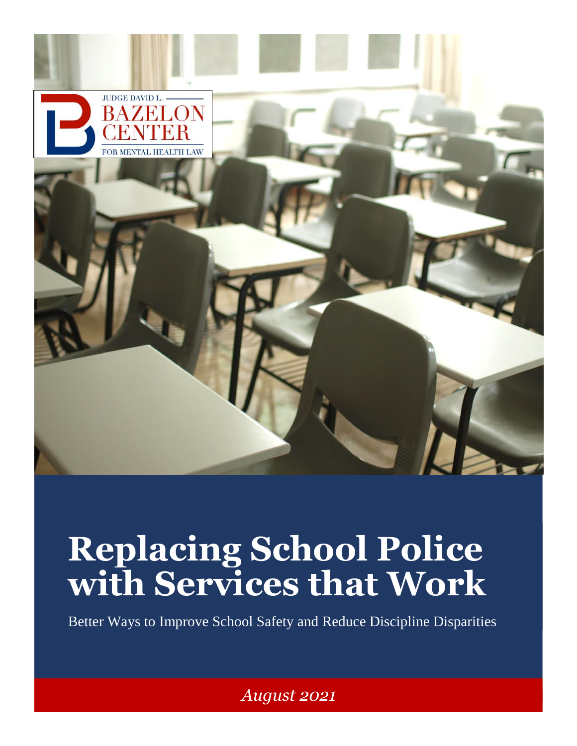JUDGE DAVID L. BAZELON CENTER FOR MENTAL HEALTH LAW

# Replacing School Police with Services that Work

Better Ways to Improve School Safety and Reduce Discipline Disparities

*August 2021*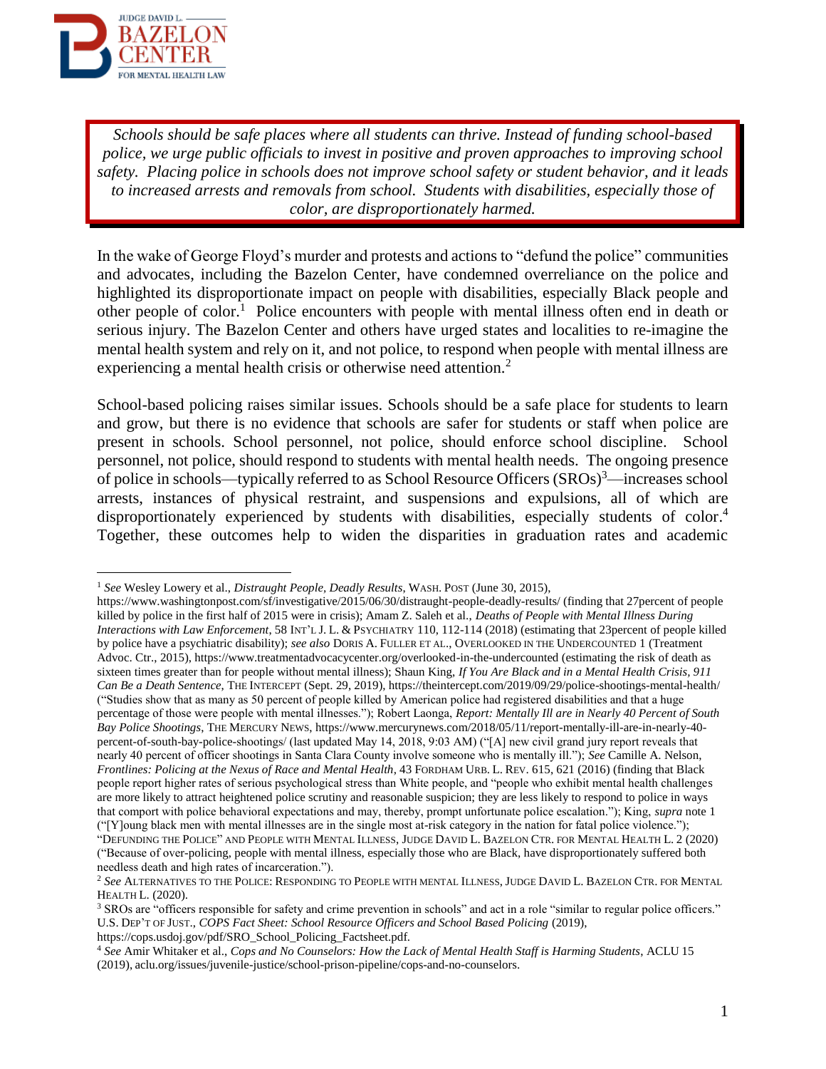*Schools should be safe places where all students can thrive. Instead of funding school-based police, we urge public officials to invest in positive and proven approaches to improving school safety. Placing police in schools does not improve school safety or student behavior, and it leads to increased arrests and removals from school. Students with disabilities, especially those of color, are disproportionately harmed.*

In the wake of George Floyd's murder and protests and actions to "defund the police" communities and advocates, including the Bazelon Center, have condemned overreliance on the police and highlighted its disproportionate impact on people with disabilities, especially Black people and other people of color.[1] Police encounters with people with mental illness often end in death or serious injury. The Bazelon Center and others have urged states and localities to re-imagine the mental health system and rely on it, and not police, to respond when people with mental illness are experiencing a mental health crisis or otherwise need attention.[2]

School-based policing raises similar issues. Schools should be a safe place for students to learn and grow, but there is no evidence that schools are safer for students or staff when police are present in schools. School personnel, not police, should enforce school discipline. School personnel, not police, should respond to students with mental health needs. The ongoing presence of police in schools—typically referred to as School Resource Officers (SROs)[3]—increases school arrests, instances of physical restraint, and suspensions and expulsions, all of which are disproportionately experienced by students with disabilities, especially students of color.[4] Together, these outcomes help to widen the disparities in graduation rates and academic

---

[1] *See* Wesley Lowery et al., *Distraught People, Deadly Results*, WASH. POST (June 30, 2015), https://www.washingtonpost.com/sf/investigative/2015/06/30/distraught-people-deadly-results/ (finding that 27percent of people killed by police in the first half of 2015 were in crisis); Amam Z. Saleh et al., *Deaths of People with Mental Illness During Interactions with Law Enforcement*, 58 INT'L J. L. & PSYCHIATRY 110, 112-114 (2018) (estimating that 23percent of people killed by police have a psychiatric disability); *see also* DORIS A. FULLER ET AL., OVERLOOKED IN THE UNDERCOUNTED 1 (Treatment Advoc. Ctr., 2015), https://www.treatmentadvocacycenter.org/overlooked-in-the-undercounted (estimating the risk of death as sixteen times greater than for people without mental illness); Shaun King, *If You Are Black and in a Mental Health Crisis, 911 Can Be a Death Sentence*, THE INTERCEPT (Sept. 29, 2019), https://theintercept.com/2019/09/29/police-shootings-mental-health/ ("Studies show that as many as 50 percent of people killed by American police had registered disabilities and that a huge percentage of those were people with mental illnesses."); Robert Laonga, *Report: Mentally Ill are in Nearly 40 Percent of South Bay Police Shootings*, THE MERCURY NEWS, https://www.mercurynews.com/2018/05/11/report-mentally-ill-are-in-nearly-40-percent-of-south-bay-police-shootings/ (last updated May 14, 2018, 9:03 AM) ("[A] new civil grand jury report reveals that nearly 40 percent of officer shootings in Santa Clara County involve someone who is mentally ill."); *See* Camille A. Nelson, *Frontlines: Policing at the Nexus of Race and Mental Health*, 43 FORDHAM URB. L. REV. 615, 621 (2016) (finding that Black people report higher rates of serious psychological stress than White people, and "people who exhibit mental health challenges are more likely to attract heightened police scrutiny and reasonable suspicion; they are less likely to respond to police in ways that comport with police behavioral expectations and may, thereby, prompt unfortunate police escalation."); King, *supra* note 1 ("[Y]oung black men with mental illnesses are in the single most at-risk category in the nation for fatal police violence."); "DEFUNDING THE POLICE" AND PEOPLE WITH MENTAL ILLNESS, JUDGE DAVID L. BAZELON CTR. FOR MENTAL HEALTH L. 2 (2020) ("Because of over-policing, people with mental illness, especially those who are Black, have disproportionately suffered both needless death and high rates of incarceration.").

[2] *See* ALTERNATIVES TO THE POLICE: RESPONDING TO PEOPLE WITH MENTAL ILLNESS, JUDGE DAVID L. BAZELON CTR. FOR MENTAL HEALTH L. (2020).

[3] SROs are "officers responsible for safety and crime prevention in schools" and act in a role "similar to regular police officers." U.S. DEP'T OF JUST., *COPS Fact Sheet: School Resource Officers and School Based Policing* (2019), https://cops.usdoj.gov/pdf/SRO_School_Policing_Factsheet.pdf.

[4] *See* Amir Whitaker et al., *Cops and No Counselors: How the Lack of Mental Health Staff is Harming Students*, ACLU 15 (2019), aclu.org/issues/juvenile-justice/school-prison-pipeline/cops-and-no-counselors.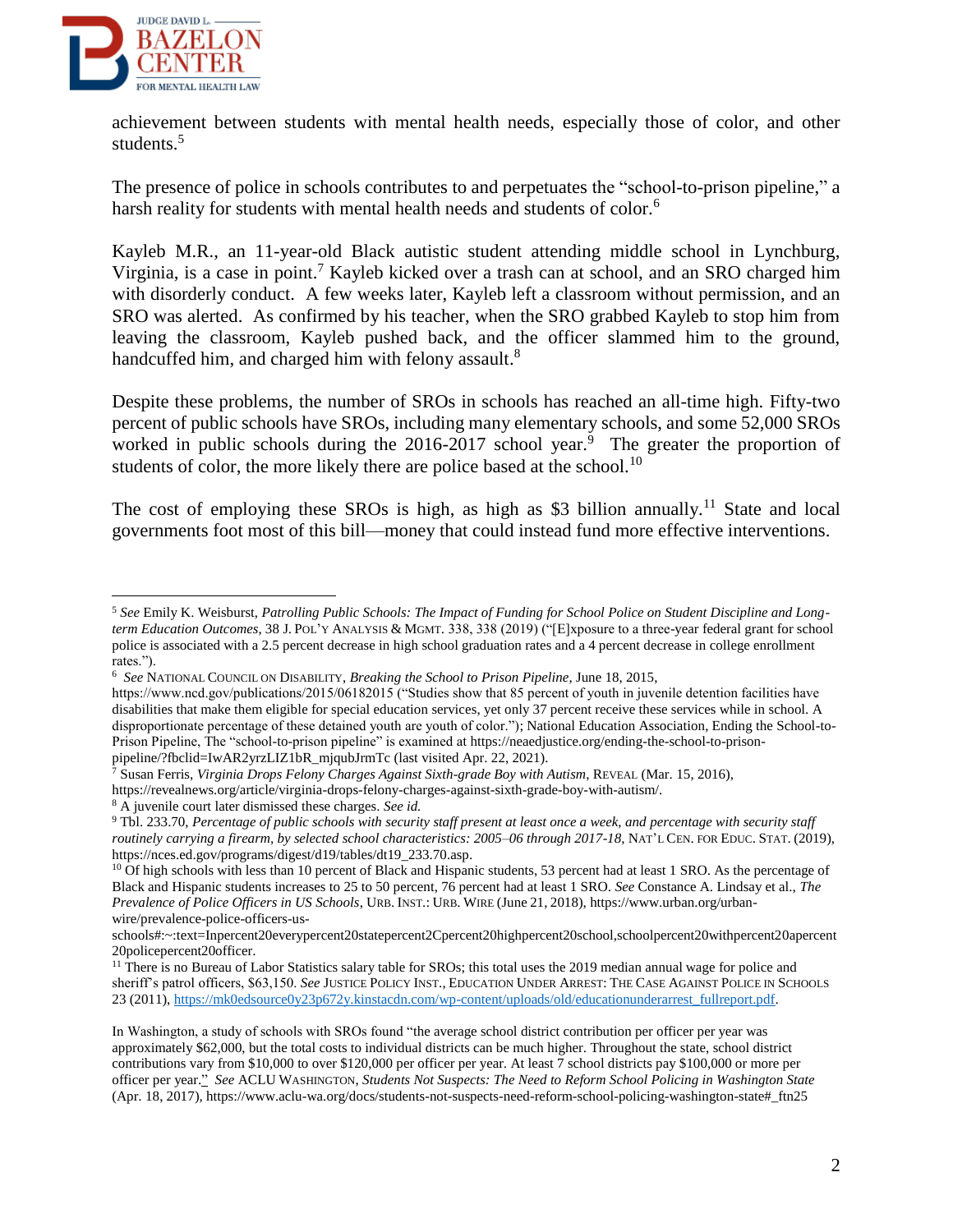achievement between students with mental health needs, especially those of color, and other students.[5]

The presence of police in schools contributes to and perpetuates the "school-to-prison pipeline," a harsh reality for students with mental health needs and students of color.[6]

Kayleb M.R., an 11-year-old Black autistic student attending middle school in Lynchburg, Virginia, is a case in point.[7] Kayleb kicked over a trash can at school, and an SRO charged him with disorderly conduct. A few weeks later, Kayleb left a classroom without permission, and an SRO was alerted. As confirmed by his teacher, when the SRO grabbed Kayleb to stop him from leaving the classroom, Kayleb pushed back, and the officer slammed him to the ground, handcuffed him, and charged him with felony assault.[8]

Despite these problems, the number of SROs in schools has reached an all-time high. Fifty-two percent of public schools have SROs, including many elementary schools, and some 52,000 SROs worked in public schools during the 2016-2017 school year.[9] The greater the proportion of students of color, the more likely there are police based at the school.[10]

The cost of employing these SROs is high, as high as $3 billion annually.[11] State and local governments foot most of this bill—money that could instead fund more effective interventions.

---

[5] *See* Emily K. Weisburst, *Patrolling Public Schools: The Impact of Funding for School Police on Student Discipline and Long-term Education Outcomes*, 38 J. POL'Y ANALYSIS & MGMT. 338, 338 (2019) ("[E]xposure to a three-year federal grant for school police is associated with a 2.5 percent decrease in high school graduation rates and a 4 percent decrease in college enrollment rates.").

[6] *See* NATIONAL COUNCIL ON DISABILITY, *Breaking the School to Prison Pipeline*, June 18, 2015, https://www.ncd.gov/publications/2015/06182015 ("Studies show that 85 percent of youth in juvenile detention facilities have disabilities that make them eligible for special education services, yet only 37 percent receive these services while in school. A disproportionate percentage of these detained youth are youth of color."); National Education Association, Ending the School-to-Prison Pipeline, The "school-to-prison pipeline" is examined at https://neaedjustice.org/ending-the-school-to-prison-pipeline/?fbclid=IwAR2yrzLIZ1bR_mjqubJrmTc (last visited Apr. 22, 2021).

[7] Susan Ferris, *Virginia Drops Felony Charges Against Sixth-grade Boy with Autism*, REVEAL (Mar. 15, 2016), https://revealnews.org/article/virginia-drops-felony-charges-against-sixth-grade-boy-with-autism/.

[8] A juvenile court later dismissed these charges. *See id.*

[9] Tbl. 233.70, *Percentage of public schools with security staff present at least once a week, and percentage with security staff routinely carrying a firearm, by selected school characteristics: 2005–06 through 2017-18*, NAT'L CEN. FOR EDUC. STAT. (2019), https://nces.ed.gov/programs/digest/d19/tables/dt19_233.70.asp.

[10] Of high schools with less than 10 percent of Black and Hispanic students, 53 percent had at least 1 SRO. As the percentage of Black and Hispanic students increases to 25 to 50 percent, 76 percent had at least 1 SRO. *See* Constance A. Lindsay et al., *The Prevalence of Police Officers in US Schools*, URB. INST.: URB. WIRE (June 21, 2018), https://www.urban.org/urban-wire/prevalence-police-officers-us-schools#:~:text=Inpercent20everypercent20statepercent2Cpercent20highpercent20school,schoolpercent20withpercent20apercent20policepercent20officer.

[11] There is no Bureau of Labor Statistics salary table for SROs; this total uses the 2019 median annual wage for police and sheriff's patrol officers, $63,150. *See* JUSTICE POLICY INST., EDUCATION UNDER ARREST: THE CASE AGAINST POLICE IN SCHOOLS 23 (2011), https://mk0edsource0y23p672y.kinstacdn.com/wp-content/uploads/old/educationunderarrest_fullreport.pdf.

In Washington, a study of schools with SROs found "the average school district contribution per officer per year was approximately $62,000, but the total costs to individual districts can be much higher. Throughout the state, school district contributions vary from $10,000 to over $120,000 per officer per year. At least 7 school districts pay $100,000 or more per officer per year." *See* ACLU WASHINGTON, *Students Not Suspects: The Need to Reform School Policing in Washington State* (Apr. 18, 2017), https://www.aclu-wa.org/docs/students-not-suspects-need-reform-school-policing-washington-state#_ftn25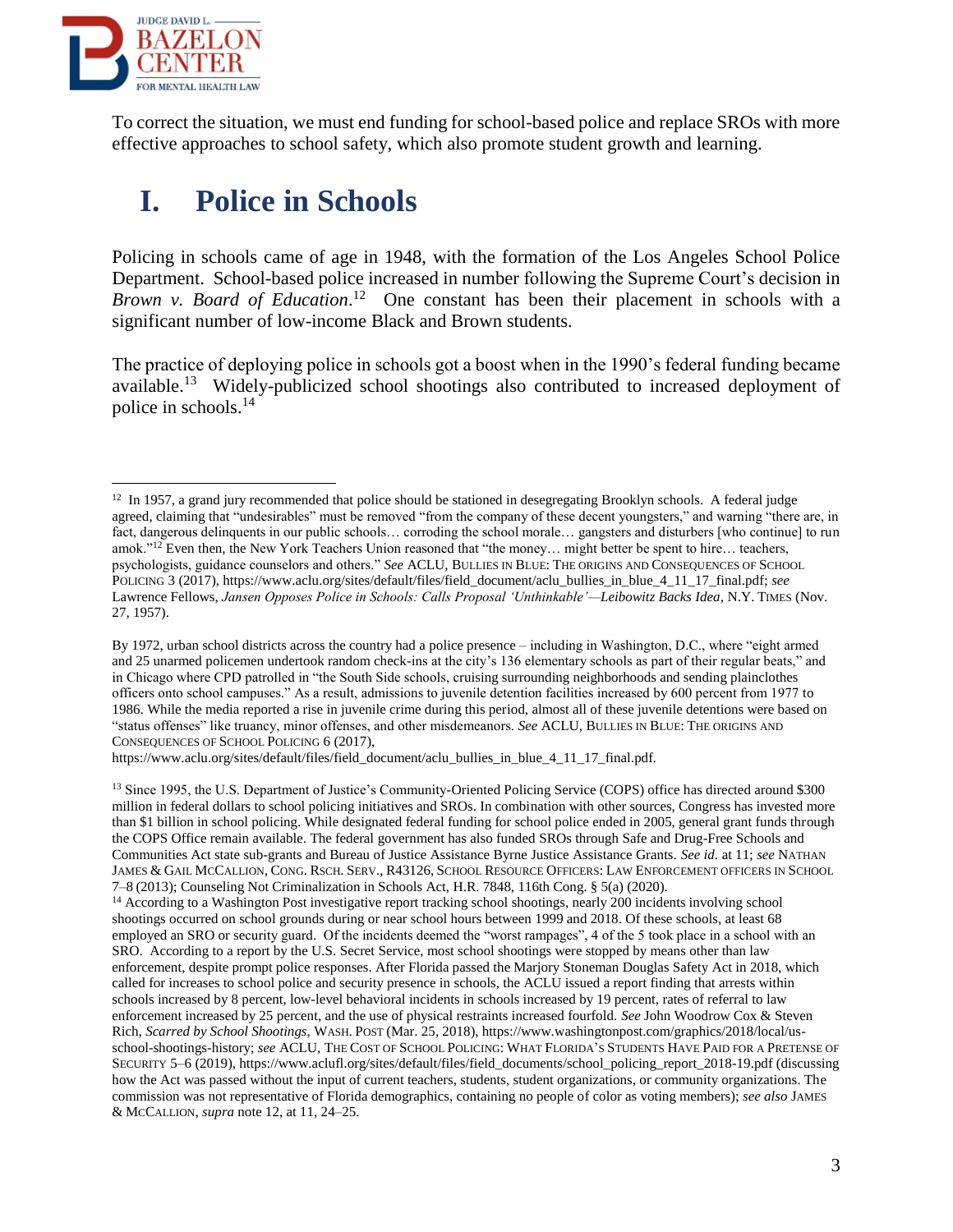To correct the situation, we must end funding for school-based police and replace SROs with more effective approaches to school safety, which also promote student growth and learning.

# I. Police in Schools

Policing in schools came of age in 1948, with the formation of the Los Angeles School Police Department. School-based police increased in number following the Supreme Court's decision in *Brown v. Board of Education*.[12] One constant has been their placement in schools with a significant number of low-income Black and Brown students.

The practice of deploying police in schools got a boost when in the 1990's federal funding became available.[13] Widely-publicized school shootings also contributed to increased deployment of police in schools.[14]

---

[12] In 1957, a grand jury recommended that police should be stationed in desegregating Brooklyn schools. A federal judge agreed, claiming that "undesirables" must be removed "from the company of these decent youngsters," and warning "there are, in fact, dangerous delinquents in our public schools… corroding the school morale… gangsters and disturbers [who continue] to run amok."[12] Even then, the New York Teachers Union reasoned that "the money… might better be spent to hire… teachers, psychologists, guidance counselors and others." *See* ACLU, BULLIES IN BLUE: THE ORIGINS AND CONSEQUENCES OF SCHOOL POLICING 3 (2017), https://www.aclu.org/sites/default/files/field_document/aclu_bullies_in_blue_4_11_17_final.pdf; *see* Lawrence Fellows, *Jansen Opposes Police in Schools: Calls Proposal 'Unthinkable'—Leibowitz Backs Idea*, N.Y. TIMES (Nov. 27, 1957).

By 1972, urban school districts across the country had a police presence – including in Washington, D.C., where "eight armed and 25 unarmed policemen undertook random check-ins at the city's 136 elementary schools as part of their regular beats," and in Chicago where CPD patrolled in "the South Side schools, cruising surrounding neighborhoods and sending plainclothes officers onto school campuses." As a result, admissions to juvenile detention facilities increased by 600 percent from 1977 to 1986. While the media reported a rise in juvenile crime during this period, almost all of these juvenile detentions were based on "status offenses" like truancy, minor offenses, and other misdemeanors. *See* ACLU, BULLIES IN BLUE: THE ORIGINS AND CONSEQUENCES OF SCHOOL POLICING 6 (2017), https://www.aclu.org/sites/default/files/field_document/aclu_bullies_in_blue_4_11_17_final.pdf.

[13] Since 1995, the U.S. Department of Justice's Community-Oriented Policing Service (COPS) office has directed around $300 million in federal dollars to school policing initiatives and SROs. In combination with other sources, Congress has invested more than $1 billion in school policing. While designated federal funding for school police ended in 2005, general grant funds through the COPS Office remain available. The federal government has also funded SROs through Safe and Drug-Free Schools and Communities Act state sub-grants and Bureau of Justice Assistance Byrne Justice Assistance Grants. *See id.* at 11; *see* NATHAN JAMES & GAIL MCCALLION, CONG. RSCH. SERV., R43126, SCHOOL RESOURCE OFFICERS: LAW ENFORCEMENT OFFICERS IN SCHOOL 7–8 (2013); Counseling Not Criminalization in Schools Act, H.R. 7848, 116th Cong. § 5(a) (2020).

[14] According to a Washington Post investigative report tracking school shootings, nearly 200 incidents involving school shootings occurred on school grounds during or near school hours between 1999 and 2018. Of these schools, at least 68 employed an SRO or security guard. Of the incidents deemed the "worst rampages", 4 of the 5 took place in a school with an SRO. According to a report by the U.S. Secret Service, most school shootings were stopped by means other than law enforcement, despite prompt police responses. After Florida passed the Marjory Stoneman Douglas Safety Act in 2018, which called for increases to school police and security presence in schools, the ACLU issued a report finding that arrests within schools increased by 8 percent, low-level behavioral incidents in schools increased by 19 percent, rates of referral to law enforcement increased by 25 percent, and the use of physical restraints increased fourfold. *See* John Woodrow Cox & Steven Rich, *Scarred by School Shootings*, WASH. POST (Mar. 25, 2018), https://www.washingtonpost.com/graphics/2018/local/us-school-shootings-history; *see* ACLU, THE COST OF SCHOOL POLICING: WHAT FLORIDA'S STUDENTS HAVE PAID FOR A PRETENSE OF SECURITY 5–6 (2019), https://www.aclufl.org/sites/default/files/field_documents/school_policing_report_2018-19.pdf (discussing how the Act was passed without the input of current teachers, students, student organizations, or community organizations. The commission was not representative of Florida demographics, containing no people of color as voting members); *see also* JAMES & MCCALLION, *supra* note 12, at 11, 24–25.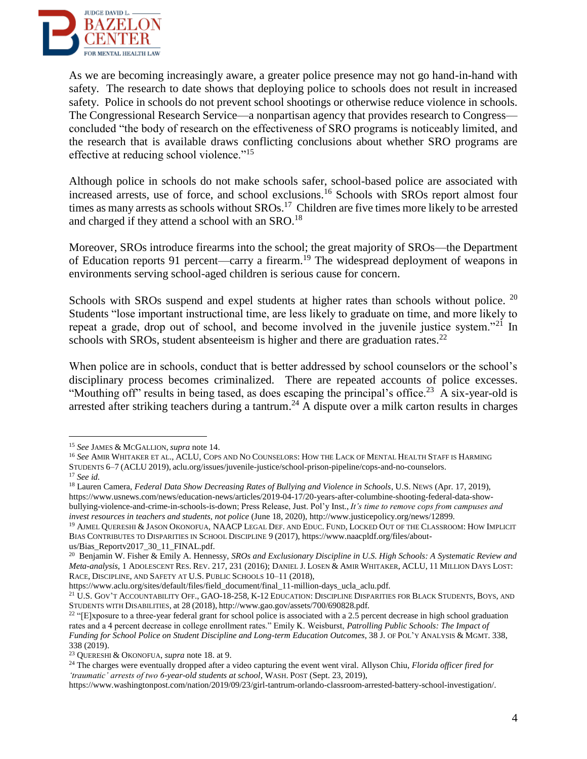As we are becoming increasingly aware, a greater police presence may not go hand-in-hand with safety. The research to date shows that deploying police to schools does not result in increased safety. Police in schools do not prevent school shootings or otherwise reduce violence in schools. The Congressional Research Service—a nonpartisan agency that provides research to Congress—concluded "the body of research on the effectiveness of SRO programs is noticeably limited, and the research that is available draws conflicting conclusions about whether SRO programs are effective at reducing school violence."[15]

Although police in schools do not make schools safer, school-based police are associated with increased arrests, use of force, and school exclusions.[16] Schools with SROs report almost four times as many arrests as schools without SROs.[17] Children are five times more likely to be arrested and charged if they attend a school with an SRO.[18]

Moreover, SROs introduce firearms into the school; the great majority of SROs—the Department of Education reports 91 percent—carry a firearm.[19] The widespread deployment of weapons in environments serving school-aged children is serious cause for concern.

Schools with SROs suspend and expel students at higher rates than schools without police.[20] Students "lose important instructional time, are less likely to graduate on time, and more likely to repeat a grade, drop out of school, and become involved in the juvenile justice system."[21] In schools with SROs, student absenteeism is higher and there are graduation rates.[22]

When police are in schools, conduct that is better addressed by school counselors or the school's disciplinary process becomes criminalized. There are repeated accounts of police excesses. "Mouthing off" results in being tased, as does escaping the principal's office.[23] A six-year-old is arrested after striking teachers during a tantrum.[24] A dispute over a milk carton results in charges

---

[15] *See* James & McGallion, *supra* note 14.

[16] *See* Amir Whitaker et al., ACLU, Cops and No Counselors: How the Lack of Mental Health Staff is Harming Students 6–7 (ACLU 2019), aclu.org/issues/juvenile-justice/school-prison-pipeline/cops-and-no-counselors.

[17] *See id.*

[18] Lauren Camera, *Federal Data Show Decreasing Rates of Bullying and Violence in Schools*, U.S. News (Apr. 17, 2019), https://www.usnews.com/news/education-news/articles/2019-04-17/20-years-after-columbine-shooting-federal-data-show-bullying-violence-and-crime-in-schools-is-down; Press Release, Just. Pol'y Inst., *It's time to remove cops from campuses and invest resources in teachers and students, not police* (June 18, 2020), http://www.justicepolicy.org/news/12899.

[19] Ajmel Quereshi & Jason Okonofua, NAACP Legal Def. and Educ. Fund, Locked Out of the Classroom: How Implicit Bias Contributes to Disparities in School Discipline 9 (2017), https://www.naacpldf.org/files/about-us/Bias_Reportv2017_30_11_FINAL.pdf.

[20] Benjamin W. Fisher & Emily A. Hennessy, *SROs and Exclusionary Discipline in U.S. High Schools: A Systematic Review and Meta-analysis*, 1 Adolescent Res. Rev. 217, 231 (2016); Daniel J. Losen & Amir Whitaker, ACLU, 11 Million Days Lost: Race, Discipline, and Safety at U.S. Public Schools 10–11 (2018), https://www.aclu.org/sites/default/files/field_document/final_11-million-days_ucla_aclu.pdf.

[21] U.S. Gov't Accountability Off., GAO-18-258, K-12 Education: Discipline Disparities for Black Students, Boys, and Students with Disabilities, at 28 (2018), http://www.gao.gov/assets/700/690828.pdf.

[22] "[E]xposure to a three-year federal grant for school police is associated with a 2.5 percent decrease in high school graduation rates and a 4 percent decrease in college enrollment rates." Emily K. Weisburst, *Patrolling Public Schools: The Impact of Funding for School Police on Student Discipline and Long-term Education Outcomes*, 38 J. of Pol'y Analysis & Mgmt. 338, 338 (2019).

[23] Quereshi & Okonofua, *supra* note 18. at 9.

[24] The charges were eventually dropped after a video capturing the event went viral. Allyson Chiu, *Florida officer fired for 'traumatic' arrests of two 6-year-old students at school*, Wash. Post (Sept. 23, 2019), https://www.washingtonpost.com/nation/2019/09/23/girl-tantrum-orlando-classroom-arrested-battery-school-investigation/.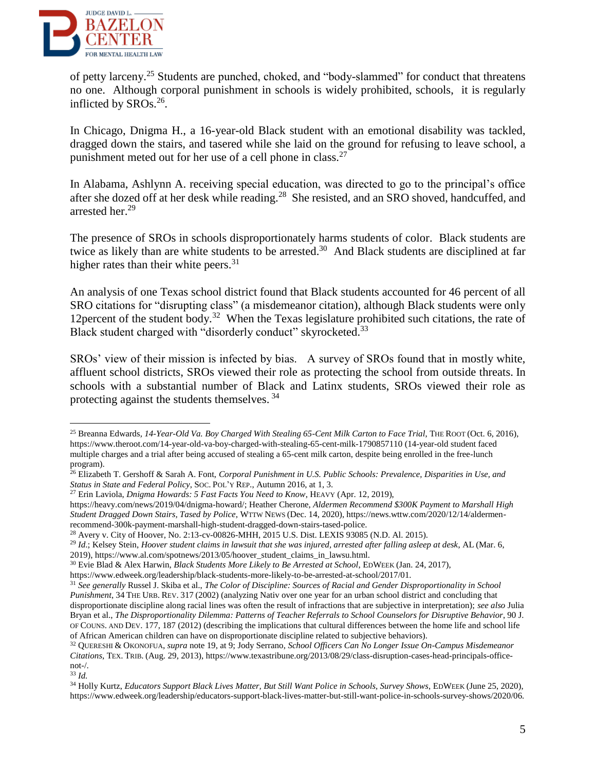of petty larceny.[25] Students are punched, choked, and "body-slammed" for conduct that threatens no one. Although corporal punishment in schools is widely prohibited, schools, it is regularly inflicted by SROs.[26].

In Chicago, Dnigma H., a 16-year-old Black student with an emotional disability was tackled, dragged down the stairs, and tasered while she laid on the ground for refusing to leave school, a punishment meted out for her use of a cell phone in class.[27]

In Alabama, Ashlynn A. receiving special education, was directed to go to the principal's office after she dozed off at her desk while reading.[28] She resisted, and an SRO shoved, handcuffed, and arrested her.[29]

The presence of SROs in schools disproportionately harms students of color. Black students are twice as likely than are white students to be arrested.[30] And Black students are disciplined at far higher rates than their white peers.[31]

An analysis of one Texas school district found that Black students accounted for 46 percent of all SRO citations for "disrupting class" (a misdemeanor citation), although Black students were only 12percent of the student body.[32] When the Texas legislature prohibited such citations, the rate of Black student charged with "disorderly conduct" skyrocketed.[33]

SROs' view of their mission is infected by bias. A survey of SROs found that in mostly white, affluent school districts, SROs viewed their role as protecting the school from outside threats. In schools with a substantial number of Black and Latinx students, SROs viewed their role as protecting against the students themselves. [34]

---

[25] Breanna Edwards, *14-Year-Old Va. Boy Charged With Stealing 65-Cent Milk Carton to Face Trial*, THE ROOT (Oct. 6, 2016), https://www.theroot.com/14-year-old-va-boy-charged-with-stealing-65-cent-milk-1790857110 (14-year-old student faced multiple charges and a trial after being accused of stealing a 65-cent milk carton, despite being enrolled in the free-lunch program).

[26] Elizabeth T. Gershoff & Sarah A. Font, *Corporal Punishment in U.S. Public Schools: Prevalence, Disparities in Use, and Status in State and Federal Policy*, SOC. POL'Y REP., Autumn 2016, at 1, 3.

[27] Erin Laviola, *Dnigma Howards: 5 Fast Facts You Need to Know*, HEAVY (Apr. 12, 2019), https://heavy.com/news/2019/04/dnigma-howard/; Heather Cherone, *Aldermen Recommend $300K Payment to Marshall High Student Dragged Down Stairs, Tased by Police*, WTTW NEWS (Dec. 14, 2020), https://news.wttw.com/2020/12/14/aldermen-recommend-300k-payment-marshall-high-student-dragged-down-stairs-tased-police.

[28] Avery v. City of Hoover, No. 2:13-cv-00826-MHH, 2015 U.S. Dist. LEXIS 93085 (N.D. Al. 2015).

[29] *Id.*; Kelsey Stein, *Hoover student claims in lawsuit that she was injured, arrested after falling asleep at desk*, AL (Mar. 6, 2019), https://www.al.com/spotnews/2013/05/hoover_student_claims_in_lawsu.html.

[30] Evie Blad & Alex Harwin, *Black Students More Likely to Be Arrested at School*, EDWEEK (Jan. 24, 2017), https://www.edweek.org/leadership/black-students-more-likely-to-be-arrested-at-school/2017/01.

[31] *See generally* Russel J. Skiba et al., *The Color of Discipline: Sources of Racial and Gender Disproportionality in School Punishment*, 34 THE URB. REV. 317 (2002) (analyzing Nativ over one year for an urban school district and concluding that disproportionate discipline along racial lines was often the result of infractions that are subjective in interpretation); *see also* Julia Bryan et al., *The Disproportionality Dilemma: Patterns of Teacher Referrals to School Counselors for Disruptive Behavior*, 90 J. OF COUNS. AND DEV. 177, 187 (2012) (describing the implications that cultural differences between the home life and school life of African American children can have on disproportionate discipline related to subjective behaviors).

[32] QUERESHI & OKONOFUA, *supra* note 19, at 9; Jody Serrano, *School Officers Can No Longer Issue On-Campus Misdemeanor Citations*, TEX. TRIB. (Aug. 29, 2013), https://www.texastribune.org/2013/08/29/class-disruption-cases-head-principals-office-not-/.

[33] *Id.*

[34] Holly Kurtz, *Educators Support Black Lives Matter, But Still Want Police in Schools, Survey Shows*, EDWEEK (June 25, 2020), https://www.edweek.org/leadership/educators-support-black-lives-matter-but-still-want-police-in-schools-survey-shows/2020/06.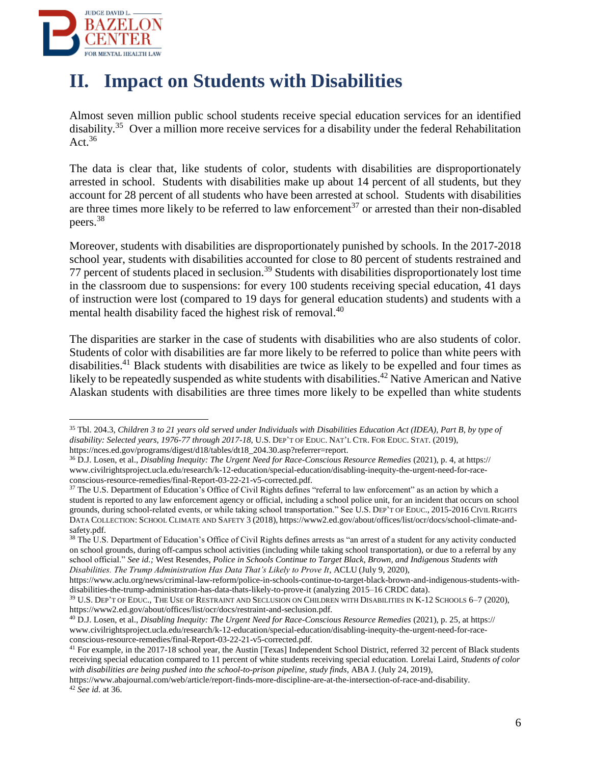## II. Impact on Students with Disabilities

Almost seven million public school students receive special education services for an identified disability.[35] Over a million more receive services for a disability under the federal Rehabilitation Act.[36]

The data is clear that, like students of color, students with disabilities are disproportionately arrested in school. Students with disabilities make up about 14 percent of all students, but they account for 28 percent of all students who have been arrested at school. Students with disabilities are three times more likely to be referred to law enforcement[37] or arrested than their non-disabled peers.[38]

Moreover, students with disabilities are disproportionately punished by schools. In the 2017-2018 school year, students with disabilities accounted for close to 80 percent of students restrained and 77 percent of students placed in seclusion.[39] Students with disabilities disproportionately lost time in the classroom due to suspensions: for every 100 students receiving special education, 41 days of instruction were lost (compared to 19 days for general education students) and students with a mental health disability faced the highest risk of removal.[40]

The disparities are starker in the case of students with disabilities who are also students of color. Students of color with disabilities are far more likely to be referred to police than white peers with disabilities.[41] Black students with disabilities are twice as likely to be expelled and four times as likely to be repeatedly suspended as white students with disabilities.[42] Native American and Native Alaskan students with disabilities are three times more likely to be expelled than white students

---

[35] Tbl. 204.3, *Children 3 to 21 years old served under Individuals with Disabilities Education Act (IDEA), Part B, by type of disability: Selected years, 1976-77 through 2017-18*, U.S. DEP'T OF EDUC. NAT'L CTR. FOR EDUC. STAT. (2019), https://nces.ed.gov/programs/digest/d18/tables/dt18_204.30.asp?referrer=report.

[36] D.J. Losen, et al., *Disabling Inequity: The Urgent Need for Race-Conscious Resource Remedies* (2021), p. 4, at https://www.civilrightsproject.ucla.edu/research/k-12-education/special-education/disabling-inequity-the-urgent-need-for-race-conscious-resource-remedies/final-Report-03-22-21-v5-corrected.pdf.

[37] The U.S. Department of Education's Office of Civil Rights defines "referral to law enforcement" as an action by which a student is reported to any law enforcement agency or official, including a school police unit, for an incident that occurs on school grounds, during school-related events, or while taking school transportation." See U.S. DEP'T OF EDUC., 2015-2016 CIVIL RIGHTS DATA COLLECTION: SCHOOL CLIMATE AND SAFETY 3 (2018), https://www2.ed.gov/about/offices/list/ocr/docs/school-climate-and-safety.pdf.

[38] The U.S. Department of Education's Office of Civil Rights defines arrests as "an arrest of a student for any activity conducted on school grounds, during off-campus school activities (including while taking school transportation), or due to a referral by any school official." *See id.;* West Resendes, *Police in Schools Continue to Target Black, Brown, and Indigenous Students with Disabilities. The Trump Administration Has Data That's Likely to Prove It*, ACLU (July 9, 2020), https://www.aclu.org/news/criminal-law-reform/police-in-schools-continue-to-target-black-brown-and-indigenous-students-with-disabilities-the-trump-administration-has-data-thats-likely-to-prove-it (analyzing 2015–16 CRDC data).

[39] U.S. DEP'T OF EDUC., THE USE OF RESTRAINT AND SECLUSION ON CHILDREN WITH DISABILITIES IN K-12 SCHOOLS 6–7 (2020), https://www2.ed.gov/about/offices/list/ocr/docs/restraint-and-seclusion.pdf.

[40] D.J. Losen, et al., *Disabling Inequity: The Urgent Need for Race-Conscious Resource Remedies* (2021), p. 25, at https://www.civilrightsproject.ucla.edu/research/k-12-education/special-education/disabling-inequity-the-urgent-need-for-race-conscious-resource-remedies/final-Report-03-22-21-v5-corrected.pdf.

[41] For example, in the 2017-18 school year, the Austin [Texas] Independent School District, referred 32 percent of Black students receiving special education compared to 11 percent of white students receiving special education. Lorelai Laird, *Students of color with disabilities are being pushed into the school-to-prison pipeline, study finds*, ABA J. (July 24, 2019), https://www.abajournal.com/web/article/report-finds-more-discipline-are-at-the-intersection-of-race-and-disability.

[42] *See id.* at 36.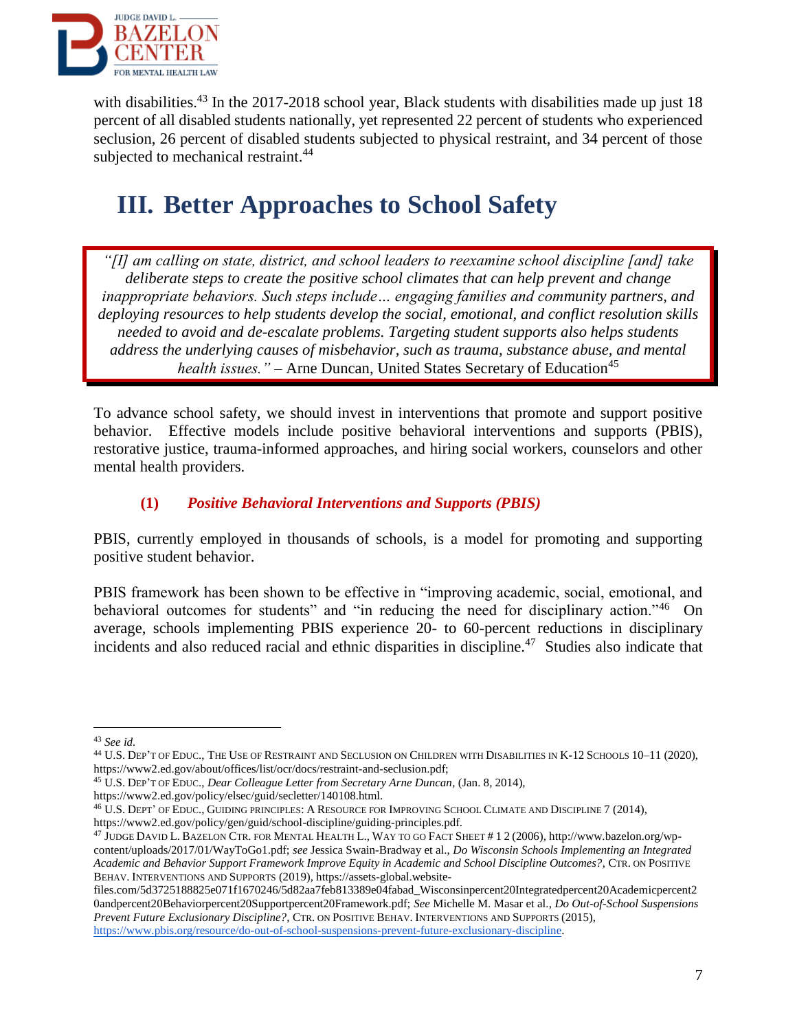with disabilities.[43] In the 2017-2018 school year, Black students with disabilities made up just 18 percent of all disabled students nationally, yet represented 22 percent of students who experienced seclusion, 26 percent of disabled students subjected to physical restraint, and 34 percent of those subjected to mechanical restraint.[44]

# III. Better Approaches to School Safety

> *"[I] am calling on state, district, and school leaders to reexamine school discipline [and] take deliberate steps to create the positive school climates that can help prevent and change inappropriate behaviors. Such steps include… engaging families and community partners, and deploying resources to help students develop the social, emotional, and conflict resolution skills needed to avoid and de-escalate problems. Targeting student supports also helps students address the underlying causes of misbehavior, such as trauma, substance abuse, and mental health issues."* – Arne Duncan, United States Secretary of Education[45]

To advance school safety, we should invest in interventions that promote and support positive behavior. Effective models include positive behavioral interventions and supports (PBIS), restorative justice, trauma-informed approaches, and hiring social workers, counselors and other mental health providers.

### (1) *Positive Behavioral Interventions and Supports (PBIS)*

PBIS, currently employed in thousands of schools, is a model for promoting and supporting positive student behavior.

PBIS framework has been shown to be effective in "improving academic, social, emotional, and behavioral outcomes for students" and "in reducing the need for disciplinary action."[46] On average, schools implementing PBIS experience 20- to 60-percent reductions in disciplinary incidents and also reduced racial and ethnic disparities in discipline.[47] Studies also indicate that

---

[43] *See id.*

[44] U.S. Dep't of Educ., The Use of Restraint and Seclusion on Children with Disabilities in K-12 Schools 10–11 (2020), https://www2.ed.gov/about/offices/list/ocr/docs/restraint-and-seclusion.pdf;

[45] U.S. Dep't of Educ., *Dear Colleague Letter from Secretary Arne Duncan*, (Jan. 8, 2014), https://www2.ed.gov/policy/elsec/guid/secletter/140108.html.

[46] U.S. Dept' of Educ., Guiding Principles: A Resource for Improving School Climate and Discipline 7 (2014), https://www2.ed.gov/policy/gen/guid/school-discipline/guiding-principles.pdf.

[47] Judge David L. Bazelon Ctr. for Mental Health L., Way to Go Fact Sheet # 1 2 (2006), http://www.bazelon.org/wp-content/uploads/2017/01/WayToGo1.pdf; *see* Jessica Swain-Bradway et al., *Do Wisconsin Schools Implementing an Integrated Academic and Behavior Support Framework Improve Equity in Academic and School Discipline Outcomes?*, Ctr. on Positive Behav. Interventions and Supports (2019), https://assets-global.website-files.com/5d3725188825e071f1670246/5d82aa7feb813389e04fabad_Wisconsinpercent20Integratedpercent20Academicpercent20andpercent20Behaviorpercent20Supportpercent20Framework.pdf; *See* Michelle M. Masar et al., *Do Out-of-School Suspensions Prevent Future Exclusionary Discipline?*, Ctr. on Positive Behav. Interventions and Supports (2015), https://www.pbis.org/resource/do-out-of-school-suspensions-prevent-future-exclusionary-discipline.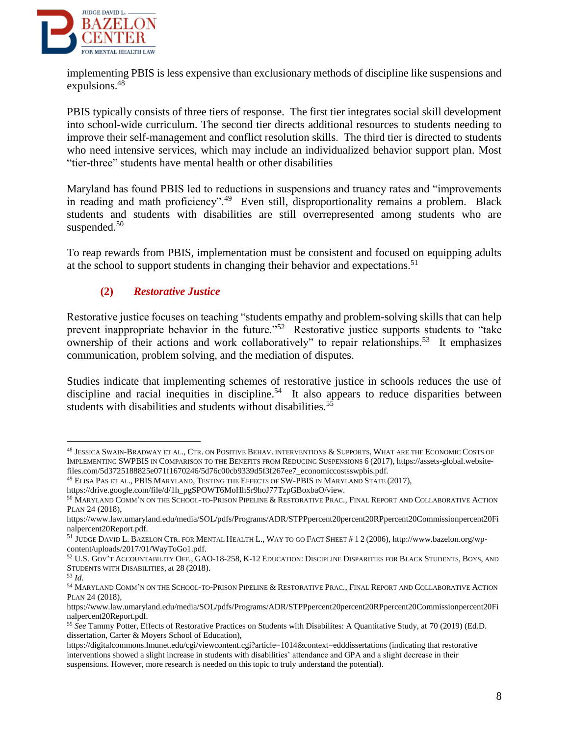implementing PBIS is less expensive than exclusionary methods of discipline like suspensions and expulsions.[48]

PBIS typically consists of three tiers of response. The first tier integrates social skill development into school-wide curriculum. The second tier directs additional resources to students needing to improve their self-management and conflict resolution skills. The third tier is directed to students who need intensive services, which may include an individualized behavior support plan. Most "tier-three" students have mental health or other disabilities

Maryland has found PBIS led to reductions in suspensions and truancy rates and "improvements in reading and math proficiency".[49] Even still, disproportionality remains a problem. Black students and students with disabilities are still overrepresented among students who are suspended.[50]

To reap rewards from PBIS, implementation must be consistent and focused on equipping adults at the school to support students in changing their behavior and expectations.[51]

### (2) *Restorative Justice*

Restorative justice focuses on teaching "students empathy and problem-solving skills that can help prevent inappropriate behavior in the future."[52] Restorative justice supports students to "take ownership of their actions and work collaboratively" to repair relationships.[53] It emphasizes communication, problem solving, and the mediation of disputes.

Studies indicate that implementing schemes of restorative justice in schools reduces the use of discipline and racial inequities in discipline.[54] It also appears to reduce disparities between students with disabilities and students without disabilities.[55]

---

[48] Jessica Swain-Bradway et al., Ctr. on Positive Behav. Interventions & Supports, What are the Economic Costs of Implementing SWPBIS in Comparison to the Benefits from Reducing Suspensions 6 (2017), https://assets-global.website-files.com/5d3725188825e071f1670246/5d76c00cb9339d5f3f267ee7_economiccostsswpbis.pdf.

[49] Elisa Pas et al., PBIS Maryland, Testing the Effects of SW-PBIS in Maryland State (2017), https://drive.google.com/file/d/1h_pgSPOWT6MoHhSr9hoJ77TzpGBoxbaO/view.

[50] Maryland Comm'n on the School-to-Prison Pipeline & Restorative Prac., Final Report and Collaborative Action Plan 24 (2018), https://www.law.umaryland.edu/media/SOL/pdfs/Programs/ADR/STPPpercent20percent20RPpercent20Commissionpercent20Finalpercent20Report.pdf.

[51] Judge David L. Bazelon Ctr. for Mental Health L., Way to Go Fact Sheet # 1 2 (2006), http://www.bazelon.org/wp-content/uploads/2017/01/WayToGo1.pdf.

[52] U.S. Gov't Accountability Off., GAO-18-258, K-12 Education: Discipline Disparities for Black Students, Boys, and Students with Disabilities, at 28 (2018).

[53] *Id.*

[54] Maryland Comm'n on the School-to-Prison Pipeline & Restorative Prac., Final Report and Collaborative Action Plan 24 (2018), https://www.law.umaryland.edu/media/SOL/pdfs/Programs/ADR/STPPpercent20percent20RPpercent20Commissionpercent20Finalpercent20Report.pdf.

[55] *See* Tammy Potter, Effects of Restorative Practices on Students with Disabilites: A Quantitative Study, at 70 (2019) (Ed.D. dissertation, Carter & Moyers School of Education), https://digitalcommons.lmunet.edu/cgi/viewcontent.cgi?article=1014&context=edddissertations (indicating that restorative interventions showed a slight increase in students with disabilities' attendance and GPA and a slight decrease in their suspensions. However, more research is needed on this topic to truly understand the potential).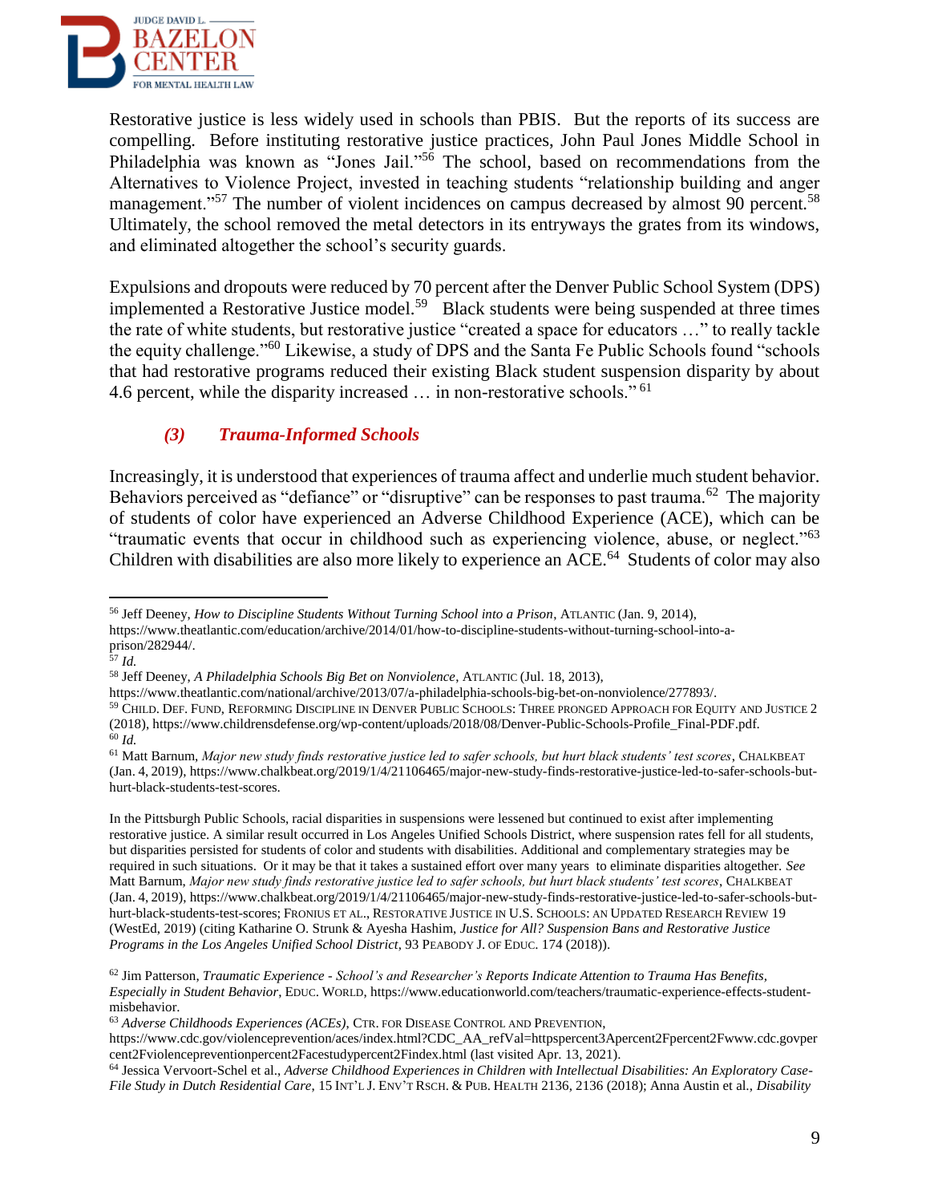Restorative justice is less widely used in schools than PBIS. But the reports of its success are compelling. Before instituting restorative justice practices, John Paul Jones Middle School in Philadelphia was known as "Jones Jail."[56] The school, based on recommendations from the Alternatives to Violence Project, invested in teaching students "relationship building and anger management."[57] The number of violent incidences on campus decreased by almost 90 percent.[58] Ultimately, the school removed the metal detectors in its entryways the grates from its windows, and eliminated altogether the school's security guards.

Expulsions and dropouts were reduced by 70 percent after the Denver Public School System (DPS) implemented a Restorative Justice model.[59] Black students were being suspended at three times the rate of white students, but restorative justice "created a space for educators …" to really tackle the equity challenge."[60] Likewise, a study of DPS and the Santa Fe Public Schools found "schools that had restorative programs reduced their existing Black student suspension disparity by about 4.6 percent, while the disparity increased … in non-restorative schools."[61]

### *(3) Trauma-Informed Schools*

Increasingly, it is understood that experiences of trauma affect and underlie much student behavior. Behaviors perceived as "defiance" or "disruptive" can be responses to past trauma.[62] The majority of students of color have experienced an Adverse Childhood Experience (ACE), which can be "traumatic events that occur in childhood such as experiencing violence, abuse, or neglect."[63] Children with disabilities are also more likely to experience an ACE.[64] Students of color may also

---

[56] Jeff Deeney, *How to Discipline Students Without Turning School into a Prison*, ATLANTIC (Jan. 9, 2014), https://www.theatlantic.com/education/archive/2014/01/how-to-discipline-students-without-turning-school-into-a-prison/282944/.

[57] *Id.*

[58] Jeff Deeney, *A Philadelphia Schools Big Bet on Nonviolence*, ATLANTIC (Jul. 18, 2013), https://www.theatlantic.com/national/archive/2013/07/a-philadelphia-schools-big-bet-on-nonviolence/277893/.

[59] CHILD. DEF. FUND, REFORMING DISCIPLINE IN DENVER PUBLIC SCHOOLS: THREE PRONGED APPROACH FOR EQUITY AND JUSTICE 2 (2018), https://www.childrensdefense.org/wp-content/uploads/2018/08/Denver-Public-Schools-Profile_Final-PDF.pdf.

[60] *Id.*

[61] Matt Barnum, *Major new study finds restorative justice led to safer schools, but hurt black students' test scores*, CHALKBEAT (Jan. 4, 2019), https://www.chalkbeat.org/2019/1/4/21106465/major-new-study-finds-restorative-justice-led-to-safer-schools-but-hurt-black-students-test-scores.

In the Pittsburgh Public Schools, racial disparities in suspensions were lessened but continued to exist after implementing restorative justice. A similar result occurred in Los Angeles Unified Schools District, where suspension rates fell for all students, but disparities persisted for students of color and students with disabilities. Additional and complementary strategies may be required in such situations. Or it may be that it takes a sustained effort over many years to eliminate disparities altogether. *See* Matt Barnum, *Major new study finds restorative justice led to safer schools, but hurt black students' test scores*, CHALKBEAT (Jan. 4, 2019), https://www.chalkbeat.org/2019/1/4/21106465/major-new-study-finds-restorative-justice-led-to-safer-schools-but-hurt-black-students-test-scores; FRONIUS ET AL., RESTORATIVE JUSTICE IN U.S. SCHOOLS: AN UPDATED RESEARCH REVIEW 19 (WestEd, 2019) (citing Katharine O. Strunk & Ayesha Hashim, *Justice for All? Suspension Bans and Restorative Justice Programs in the Los Angeles Unified School District*, 93 PEABODY J. OF EDUC. 174 (2018)).

[62] Jim Patterson, *Traumatic Experience - School's and Researcher's Reports Indicate Attention to Trauma Has Benefits, Especially in Student Behavior*, EDUC. WORLD, https://www.educationworld.com/teachers/traumatic-experience-effects-student-misbehavior.

[63] *Adverse Childhoods Experiences (ACEs)*, CTR. FOR DISEASE CONTROL AND PREVENTION, https://www.cdc.gov/violenceprevention/aces/index.html?CDC_AA_refVal=httpspercent3Apercent2Fpercent2Fwww.cdc.govpercent2Fviolencepreventionpercent2Facestudypercent2Findex.html (last visited Apr. 13, 2021).

[64] Jessica Vervoort-Schel et al., *Adverse Childhood Experiences in Children with Intellectual Disabilities: An Exploratory Case-File Study in Dutch Residential Care*, 15 INT'L J. ENV'T RSCH. & PUB. HEALTH 2136, 2136 (2018); Anna Austin et al., *Disability*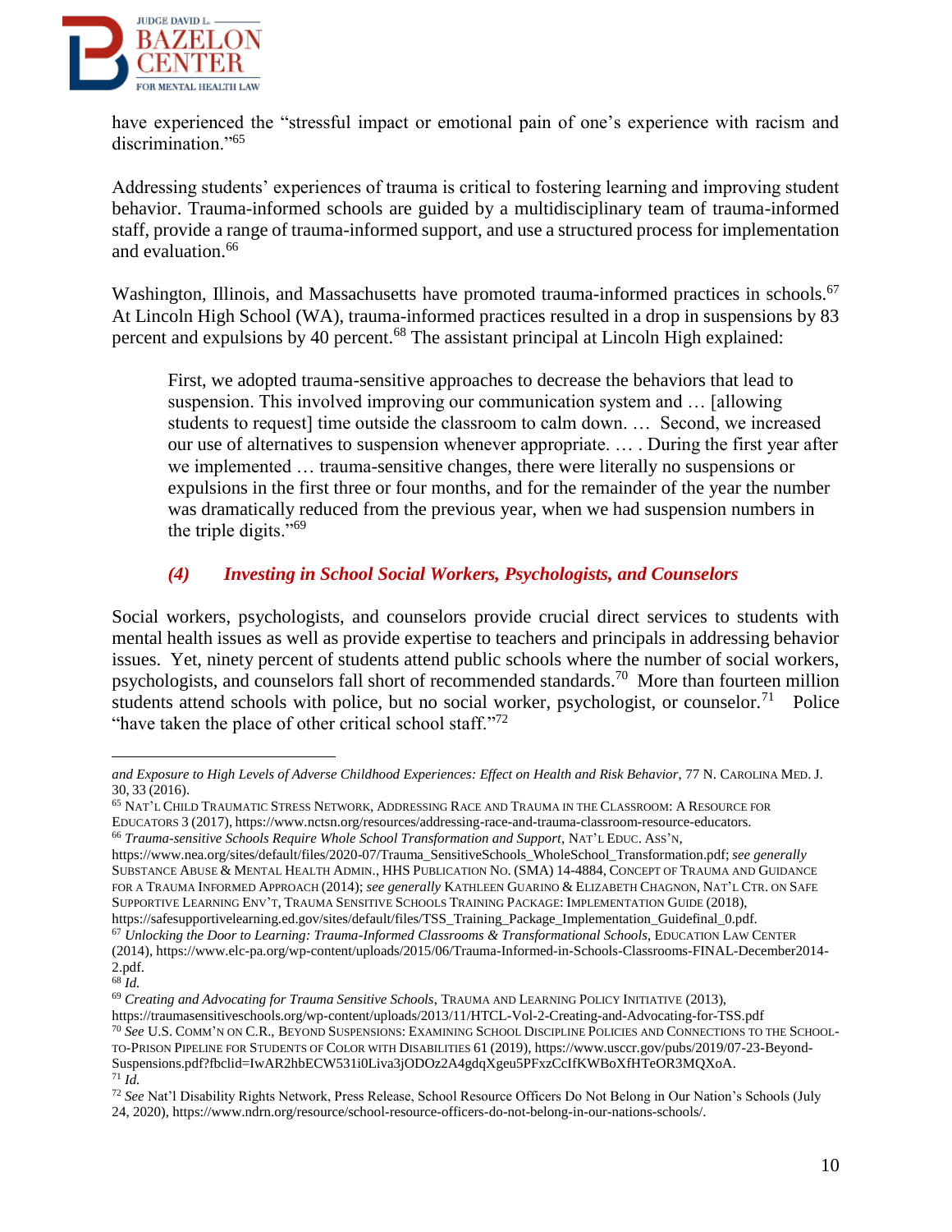have experienced the "stressful impact or emotional pain of one's experience with racism and discrimination."[65]

Addressing students' experiences of trauma is critical to fostering learning and improving student behavior. Trauma-informed schools are guided by a multidisciplinary team of trauma-informed staff, provide a range of trauma-informed support, and use a structured process for implementation and evaluation.[66]

Washington, Illinois, and Massachusetts have promoted trauma-informed practices in schools.[67] At Lincoln High School (WA), trauma-informed practices resulted in a drop in suspensions by 83 percent and expulsions by 40 percent.[68] The assistant principal at Lincoln High explained:

> First, we adopted trauma-sensitive approaches to decrease the behaviors that lead to suspension. This involved improving our communication system and … [allowing students to request] time outside the classroom to calm down. … Second, we increased our use of alternatives to suspension whenever appropriate. … . During the first year after we implemented … trauma-sensitive changes, there were literally no suspensions or expulsions in the first three or four months, and for the remainder of the year the number was dramatically reduced from the previous year, when we had suspension numbers in the triple digits."[69]

#### *(4) Investing in School Social Workers, Psychologists, and Counselors*

Social workers, psychologists, and counselors provide crucial direct services to students with mental health issues as well as provide expertise to teachers and principals in addressing behavior issues. Yet, ninety percent of students attend public schools where the number of social workers, psychologists, and counselors fall short of recommended standards.[70] More than fourteen million students attend schools with police, but no social worker, psychologist, or counselor.[71] Police "have taken the place of other critical school staff."[72]

---

*and Exposure to High Levels of Adverse Childhood Experiences: Effect on Health and Risk Behavior*, 77 N. CAROLINA MED. J. 30, 33 (2016).

[65] NAT'L CHILD TRAUMATIC STRESS NETWORK, ADDRESSING RACE AND TRAUMA IN THE CLASSROOM: A RESOURCE FOR EDUCATORS 3 (2017), https://www.nctsn.org/resources/addressing-race-and-trauma-classroom-resource-educators.

[66] *Trauma-sensitive Schools Require Whole School Transformation and Support*, NAT'L EDUC. ASS'N, https://www.nea.org/sites/default/files/2020-07/Trauma_SensitiveSchools_WholeSchool_Transformation.pdf; *see generally* SUBSTANCE ABUSE & MENTAL HEALTH ADMIN., HHS PUBLICATION NO. (SMA) 14-4884, CONCEPT OF TRAUMA AND GUIDANCE FOR A TRAUMA INFORMED APPROACH (2014); *see generally* KATHLEEN GUARINO & ELIZABETH CHAGNON, NAT'L CTR. ON SAFE SUPPORTIVE LEARNING ENV'T, TRAUMA SENSITIVE SCHOOLS TRAINING PACKAGE: IMPLEMENTATION GUIDE (2018), https://safesupportivelearning.ed.gov/sites/default/files/TSS_Training_Package_Implementation_Guidefinal_0.pdf.

[67] *Unlocking the Door to Learning: Trauma-Informed Classrooms & Transformational Schools*, EDUCATION LAW CENTER (2014), https://www.elc-pa.org/wp-content/uploads/2015/06/Trauma-Informed-in-Schools-Classrooms-FINAL-December2014-2.pdf.

[68] *Id.*

[69] *Creating and Advocating for Trauma Sensitive Schools*, TRAUMA AND LEARNING POLICY INITIATIVE (2013), https://traumasensitiveschools.org/wp-content/uploads/2013/11/HTCL-Vol-2-Creating-and-Advocating-for-TSS.pdf

[70] *See* U.S. COMM'N ON C.R., BEYOND SUSPENSIONS: EXAMINING SCHOOL DISCIPLINE POLICIES AND CONNECTIONS TO THE SCHOOL-TO-PRISON PIPELINE FOR STUDENTS OF COLOR WITH DISABILITIES 61 (2019), https://www.usccr.gov/pubs/2019/07-23-Beyond-Suspensions.pdf?fbclid=IwAR2hbECW531i0Liva3jODOz2A4gdqXgeu5PFxzCcIfKWBoXfHTeOR3MQXoA.

[71] *Id.*

[72] *See* Nat'l Disability Rights Network, Press Release, School Resource Officers Do Not Belong in Our Nation's Schools (July 24, 2020), https://www.ndrn.org/resource/school-resource-officers-do-not-belong-in-our-nations-schools/.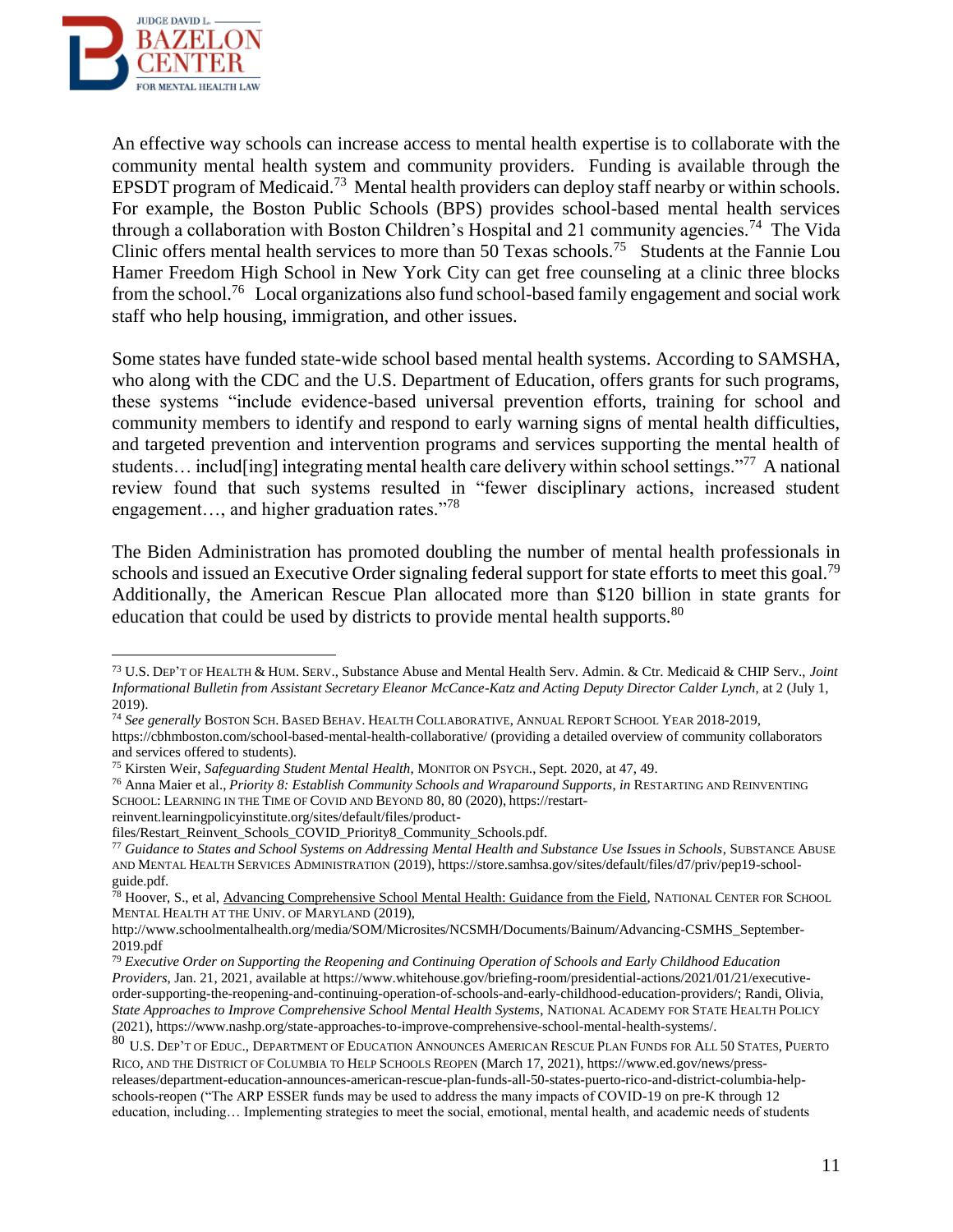An effective way schools can increase access to mental health expertise is to collaborate with the community mental health system and community providers. Funding is available through the EPSDT program of Medicaid.[73] Mental health providers can deploy staff nearby or within schools. For example, the Boston Public Schools (BPS) provides school-based mental health services through a collaboration with Boston Children's Hospital and 21 community agencies.[74] The Vida Clinic offers mental health services to more than 50 Texas schools.[75] Students at the Fannie Lou Hamer Freedom High School in New York City can get free counseling at a clinic three blocks from the school.[76] Local organizations also fund school-based family engagement and social work staff who help housing, immigration, and other issues.

Some states have funded state-wide school based mental health systems. According to SAMSHA, who along with the CDC and the U.S. Department of Education, offers grants for such programs, these systems "include evidence-based universal prevention efforts, training for school and community members to identify and respond to early warning signs of mental health difficulties, and targeted prevention and intervention programs and services supporting the mental health of students… includ[ing] integrating mental health care delivery within school settings."[77] A national review found that such systems resulted in "fewer disciplinary actions, increased student engagement…, and higher graduation rates."[78]

The Biden Administration has promoted doubling the number of mental health professionals in schools and issued an Executive Order signaling federal support for state efforts to meet this goal.[79] Additionally, the American Rescue Plan allocated more than $120 billion in state grants for education that could be used by districts to provide mental health supports.[80]

---

[73] U.S. Dep't of Health & Hum. Serv., Substance Abuse and Mental Health Serv. Admin. & Ctr. Medicaid & CHIP Serv., *Joint Informational Bulletin from Assistant Secretary Eleanor McCance-Katz and Acting Deputy Director Calder Lynch*, at 2 (July 1, 2019).

[74] *See generally* Boston Sch. Based Behav. Health Collaborative, Annual Report School Year 2018-2019, https://cbhmboston.com/school-based-mental-health-collaborative/ (providing a detailed overview of community collaborators and services offered to students).

[75] Kirsten Weir, *Safeguarding Student Mental Health*, Monitor on Psych., Sept. 2020, at 47, 49.

[76] Anna Maier et al., *Priority 8: Establish Community Schools and Wraparound Supports*, *in* Restarting and Reinventing School: Learning in the Time of Covid and Beyond 80, 80 (2020), https://restart-reinvent.learningpolicyinstitute.org/sites/default/files/product-files/Restart_Reinvent_Schools_COVID_Priority8_Community_Schools.pdf.

[77] *Guidance to States and School Systems on Addressing Mental Health and Substance Use Issues in Schools*, Substance Abuse and Mental Health Services Administration (2019), https://store.samhsa.gov/sites/default/files/d7/priv/pep19-school-guide.pdf.

[78] Hoover, S., et al, Advancing Comprehensive School Mental Health: Guidance from the Field, National Center for School Mental Health at the Univ. of Maryland (2019), http://www.schoolmentalhealth.org/media/SOM/Microsites/NCSMH/Documents/Bainum/Advancing-CSMHS_September-2019.pdf

[79] *Executive Order on Supporting the Reopening and Continuing Operation of Schools and Early Childhood Education Providers*, Jan. 21, 2021, available at https://www.whitehouse.gov/briefing-room/presidential-actions/2021/01/21/executive-order-supporting-the-reopening-and-continuing-operation-of-schools-and-early-childhood-education-providers/; Randi, Olivia, *State Approaches to Improve Comprehensive School Mental Health Systems*, National Academy for State Health Policy (2021), https://www.nashp.org/state-approaches-to-improve-comprehensive-school-mental-health-systems/.

[80] U.S. Dep't of Educ., Department of Education Announces American Rescue Plan Funds for All 50 States, Puerto Rico, and the District of Columbia to Help Schools Reopen (March 17, 2021), https://www.ed.gov/news/press-releases/department-education-announces-american-rescue-plan-funds-all-50-states-puerto-rico-and-district-columbia-help-schools-reopen ("The ARP ESSER funds may be used to address the many impacts of COVID-19 on pre-K through 12 education, including… Implementing strategies to meet the social, emotional, mental health, and academic needs of students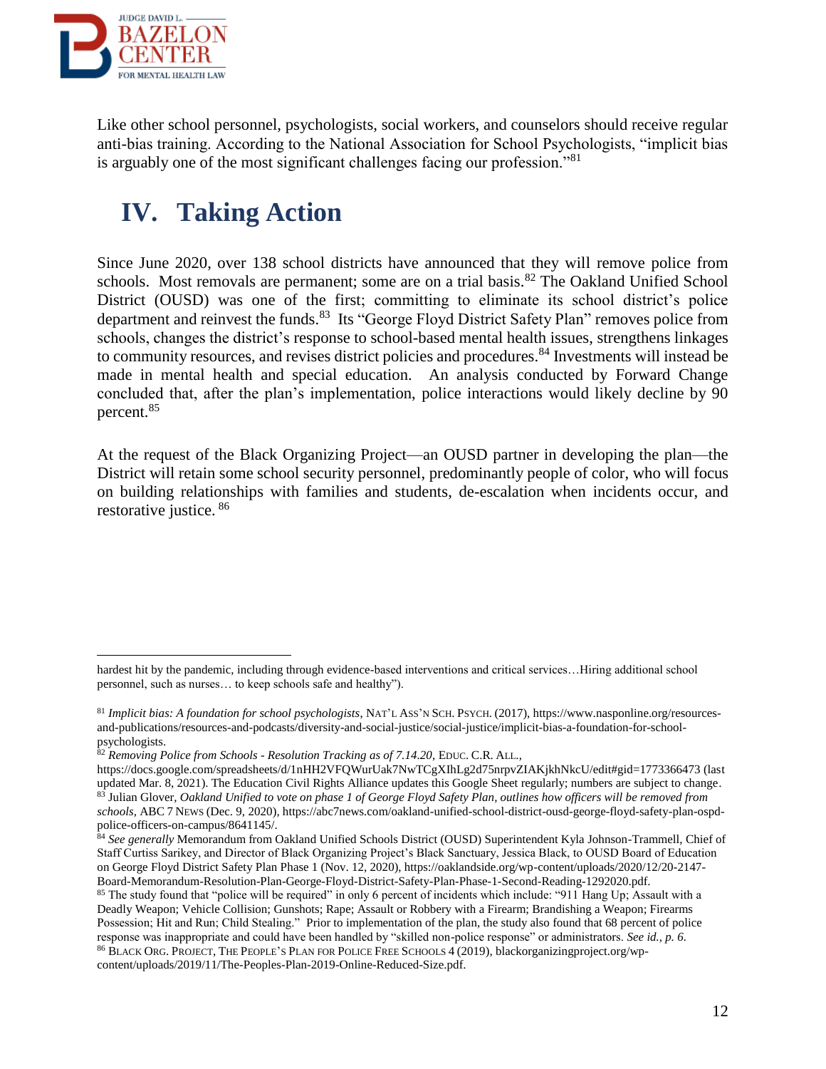Like other school personnel, psychologists, social workers, and counselors should receive regular anti-bias training. According to the National Association for School Psychologists, "implicit bias is arguably one of the most significant challenges facing our profession."[81]

# IV. Taking Action

Since June 2020, over 138 school districts have announced that they will remove police from schools. Most removals are permanent; some are on a trial basis.[82] The Oakland Unified School District (OUSD) was one of the first; committing to eliminate its school district's police department and reinvest the funds.[83] Its "George Floyd District Safety Plan" removes police from schools, changes the district's response to school-based mental health issues, strengthens linkages to community resources, and revises district policies and procedures.[84] Investments will instead be made in mental health and special education. An analysis conducted by Forward Change concluded that, after the plan's implementation, police interactions would likely decline by 90 percent.[85]

At the request of the Black Organizing Project—an OUSD partner in developing the plan—the District will retain some school security personnel, predominantly people of color, who will focus on building relationships with families and students, de-escalation when incidents occur, and restorative justice.[86]

---

hardest hit by the pandemic, including through evidence-based interventions and critical services…Hiring additional school personnel, such as nurses… to keep schools safe and healthy").

[81] *Implicit bias: A foundation for school psychologists*, NAT'L ASS'N SCH. PSYCH. (2017), https://www.nasponline.org/resources-and-publications/resources-and-podcasts/diversity-and-social-justice/social-justice/implicit-bias-a-foundation-for-school-psychologists.

[82] *Removing Police from Schools - Resolution Tracking as of 7.14.20*, EDUC. C.R. ALL., https://docs.google.com/spreadsheets/d/1nHH2VFQWurUak7NwTCgXIhLg2d75nrpvZIAKjkhNkcU/edit#gid=1773366473 (last updated Mar. 8, 2021). The Education Civil Rights Alliance updates this Google Sheet regularly; numbers are subject to change.

[83] Julian Glover, *Oakland Unified to vote on phase 1 of George Floyd Safety Plan, outlines how officers will be removed from schools*, ABC 7 NEWS (Dec. 9, 2020), https://abc7news.com/oakland-unified-school-district-ousd-george-floyd-safety-plan-ospd-police-officers-on-campus/8641145/.

[84] *See generally* Memorandum from Oakland Unified Schools District (OUSD) Superintendent Kyla Johnson-Trammell, Chief of Staff Curtiss Sarikey, and Director of Black Organizing Project's Black Sanctuary, Jessica Black, to OUSD Board of Education on George Floyd District Safety Plan Phase 1 (Nov. 12, 2020), https://oaklandside.org/wp-content/uploads/2020/12/20-2147-Board-Memorandum-Resolution-Plan-George-Floyd-District-Safety-Plan-Phase-1-Second-Reading-1292020.pdf.

[85] The study found that "police will be required" in only 6 percent of incidents which include: "911 Hang Up; Assault with a Deadly Weapon; Vehicle Collision; Gunshots; Rape; Assault or Robbery with a Firearm; Brandishing a Weapon; Firearms Possession; Hit and Run; Child Stealing." Prior to implementation of the plan, the study also found that 68 percent of police response was inappropriate and could have been handled by "skilled non-police response" or administrators. *See id., p. 6*.

[86] BLACK ORG. PROJECT, THE PEOPLE'S PLAN FOR POLICE FREE SCHOOLS 4 (2019), blackorganizingproject.org/wp-content/uploads/2019/11/The-Peoples-Plan-2019-Online-Reduced-Size.pdf.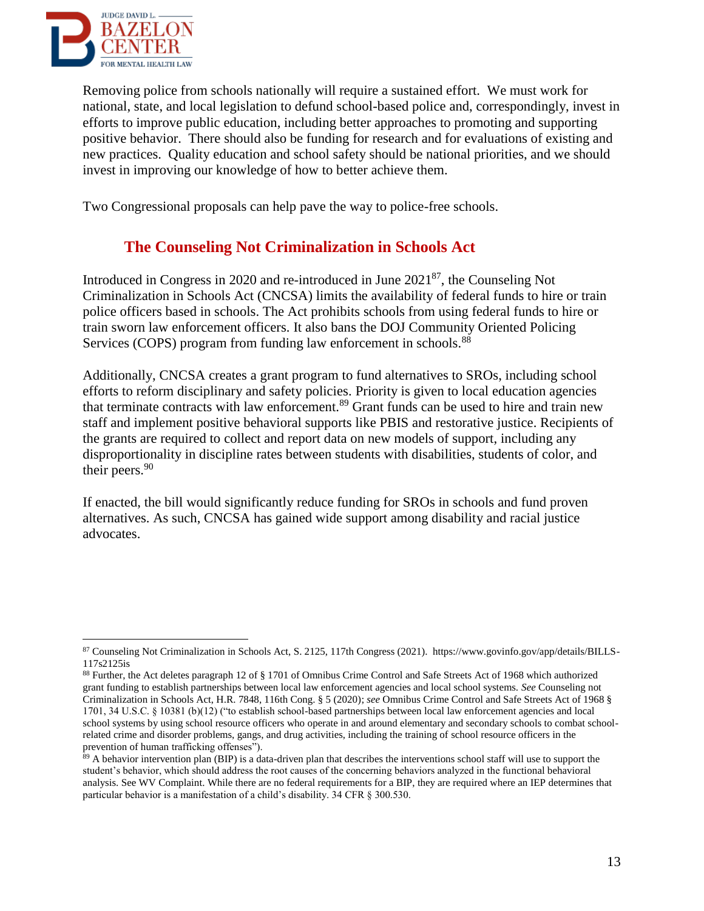Removing police from schools nationally will require a sustained effort. We must work for national, state, and local legislation to defund school-based police and, correspondingly, invest in efforts to improve public education, including better approaches to promoting and supporting positive behavior. There should also be funding for research and for evaluations of existing and new practices. Quality education and school safety should be national priorities, and we should invest in improving our knowledge of how to better achieve them.

Two Congressional proposals can help pave the way to police-free schools.

## The Counseling Not Criminalization in Schools Act

Introduced in Congress in 2020 and re-introduced in June 2021[87], the Counseling Not Criminalization in Schools Act (CNCSA) limits the availability of federal funds to hire or train police officers based in schools. The Act prohibits schools from using federal funds to hire or train sworn law enforcement officers. It also bans the DOJ Community Oriented Policing Services (COPS) program from funding law enforcement in schools.[88]

Additionally, CNCSA creates a grant program to fund alternatives to SROs, including school efforts to reform disciplinary and safety policies. Priority is given to local education agencies that terminate contracts with law enforcement.[89] Grant funds can be used to hire and train new staff and implement positive behavioral supports like PBIS and restorative justice. Recipients of the grants are required to collect and report data on new models of support, including any disproportionality in discipline rates between students with disabilities, students of color, and their peers.[90]

If enacted, the bill would significantly reduce funding for SROs in schools and fund proven alternatives. As such, CNCSA has gained wide support among disability and racial justice advocates.

---

[87] Counseling Not Criminalization in Schools Act, S. 2125, 117th Congress (2021). https://www.govinfo.gov/app/details/BILLS-117s2125is

[88] Further, the Act deletes paragraph 12 of § 1701 of Omnibus Crime Control and Safe Streets Act of 1968 which authorized grant funding to establish partnerships between local law enforcement agencies and local school systems. *See* Counseling not Criminalization in Schools Act, H.R. 7848, 116th Cong. § 5 (2020); *see* Omnibus Crime Control and Safe Streets Act of 1968 § 1701, 34 U.S.C. § 10381 (b)(12) ("to establish school-based partnerships between local law enforcement agencies and local school systems by using school resource officers who operate in and around elementary and secondary schools to combat school-related crime and disorder problems, gangs, and drug activities, including the training of school resource officers in the prevention of human trafficking offenses").

[89] A behavior intervention plan (BIP) is a data-driven plan that describes the interventions school staff will use to support the student's behavior, which should address the root causes of the concerning behaviors analyzed in the functional behavioral analysis. See WV Complaint. While there are no federal requirements for a BIP, they are required where an IEP determines that particular behavior is a manifestation of a child's disability. 34 CFR § 300.530.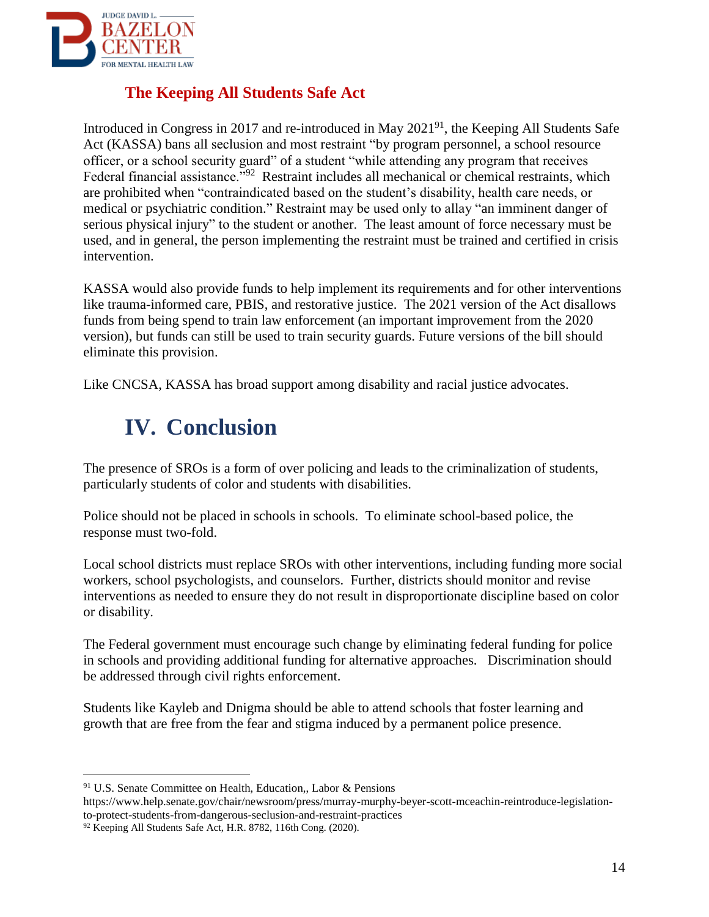### The Keeping All Students Safe Act

Introduced in Congress in 2017 and re-introduced in May 2021[91], the Keeping All Students Safe Act (KASSA) bans all seclusion and most restraint "by program personnel, a school resource officer, or a school security guard" of a student "while attending any program that receives Federal financial assistance."[92] Restraint includes all mechanical or chemical restraints, which are prohibited when "contraindicated based on the student's disability, health care needs, or medical or psychiatric condition." Restraint may be used only to allay "an imminent danger of serious physical injury" to the student or another. The least amount of force necessary must be used, and in general, the person implementing the restraint must be trained and certified in crisis intervention.

KASSA would also provide funds to help implement its requirements and for other interventions like trauma-informed care, PBIS, and restorative justice. The 2021 version of the Act disallows funds from being spend to train law enforcement (an important improvement from the 2020 version), but funds can still be used to train security guards. Future versions of the bill should eliminate this provision.

Like CNCSA, KASSA has broad support among disability and racial justice advocates.

# IV. Conclusion

The presence of SROs is a form of over policing and leads to the criminalization of students, particularly students of color and students with disabilities.

Police should not be placed in schools in schools. To eliminate school-based police, the response must two-fold.

Local school districts must replace SROs with other interventions, including funding more social workers, school psychologists, and counselors. Further, districts should monitor and revise interventions as needed to ensure they do not result in disproportionate discipline based on color or disability.

The Federal government must encourage such change by eliminating federal funding for police in schools and providing additional funding for alternative approaches. Discrimination should be addressed through civil rights enforcement.

Students like Kayleb and Dnigma should be able to attend schools that foster learning and growth that are free from the fear and stigma induced by a permanent police presence.

---

[91] U.S. Senate Committee on Health, Education,, Labor & Pensions https://www.help.senate.gov/chair/newsroom/press/murray-murphy-beyer-scott-mceachin-reintroduce-legislation-to-protect-students-from-dangerous-seclusion-and-restraint-practices

[92] Keeping All Students Safe Act, H.R. 8782, 116th Cong. (2020).